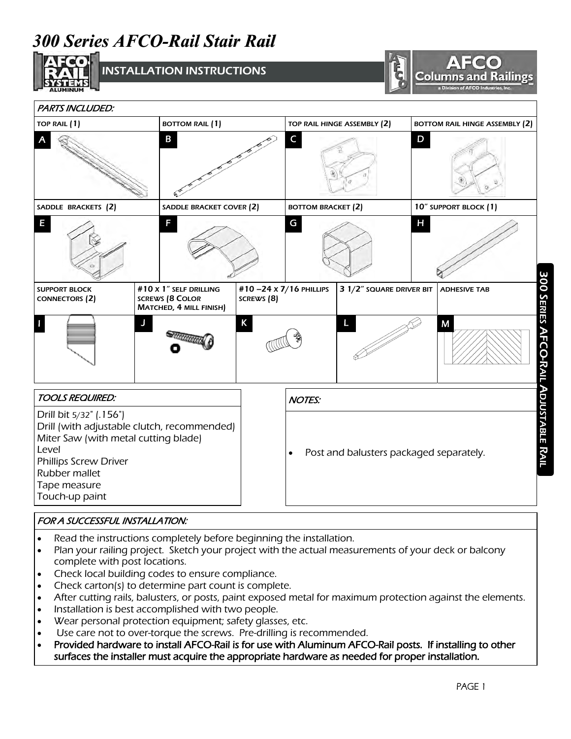# 300 Series AFCO-Rail Stair Rail

INSTALLATION INSTRUCTIONS

AFCO Columns and Railings
a Division of AFCO Industries, Inc.

300 Series AFCO-Rail Adjustable Rail

## *PARTS INCLUDED:*

| TOP RAIL (1) | BOTTOM RAIL (1) | TOP RAIL HINGE ASSEMBLY (2) | BOTTOM RAIL HINGE ASSEMBLY (2) |
|---|---|---|---|
| A | B | C | D |
| SADDLE BRACKETS (2) | SADDLE BRACKET COVER (2) | BOTTOM BRACKET (2) | 10" SUPPORT BLOCK (1) |
| E | F | G | H |

| SUPPORT BLOCK CONNECTORS (2) | #10 x 1" SELF DRILLING SCREWS (8 COLOR MATCHED, 4 MILL FINISH) | #10 –24 x 7/16 PHILLIPS SCREWS (8) | 3 1/2" SQUARE DRIVER BIT | ADHESIVE TAB |
|---|---|---|---|---|
| I | J | K | L | M |

## *TOOLS REQUIRED:*

Drill bit 5/32" (.156")
Drill (with adjustable clutch, recommended)
Miter Saw (with metal cutting blade)
Level
Phillips Screw Driver
Rubber mallet
Tape measure
Touch-up paint

## *NOTES:*

- Post and balusters packaged separately.

## *FOR A SUCCESSFUL INSTALLATION:*

- Read the instructions completely before beginning the installation.
- Plan your railing project. Sketch your project with the actual measurements of your deck or balcony complete with post locations.
- Check local building codes to ensure compliance.
- Check carton(s) to determine part count is complete.
- After cutting rails, balusters, or posts, paint exposed metal for maximum protection against the elements.
- Installation is best accomplished with two people.
- Wear personal protection equipment; safety glasses, etc.
- Use care not to over-torque the screws. Pre-drilling is recommended.
- **Provided hardware to install AFCO-Rail is for use with Aluminum AFCO-Rail posts. If installing to other surfaces the installer must acquire the appropriate hardware as needed for proper installation.**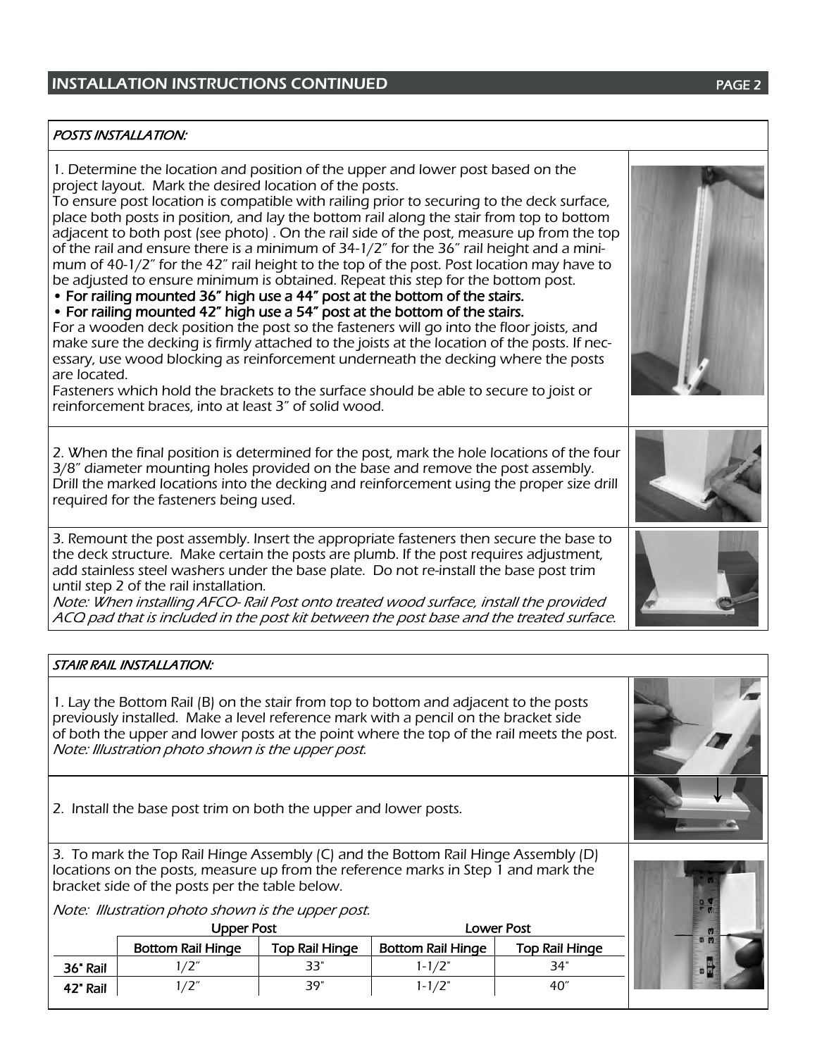## INSTALLATION INSTRUCTIONS CONTINUED

### *POSTS INSTALLATION:*

1. Determine the location and position of the upper and lower post based on the project layout. Mark the desired location of the posts.
To ensure post location is compatible with railing prior to securing to the deck surface, place both posts in position, and lay the bottom rail along the stair from top to bottom adjacent to both post (see photo) . On the rail side of the post, measure up from the top of the rail and ensure there is a minimum of 34-1/2" for the 36" rail height and a minimum of 40-1/2" for the 42" rail height to the top of the post. Post location may have to be adjusted to ensure minimum is obtained. Repeat this step for the bottom post.
• **For railing mounted 36" high use a 44" post at the bottom of the stairs.**
• **For railing mounted 42" high use a 54" post at the bottom of the stairs.**
For a wooden deck position the post so the fasteners will go into the floor joists, and make sure the decking is firmly attached to the joists at the location of the posts. If necessary, use wood blocking as reinforcement underneath the decking where the posts are located.
Fasteners which hold the brackets to the surface should be able to secure to joist or reinforcement braces, into at least 3" of solid wood.

2. When the final position is determined for the post, mark the hole locations of the four 3/8" diameter mounting holes provided on the base and remove the post assembly. Drill the marked locations into the decking and reinforcement using the proper size drill required for the fasteners being used.

3. Remount the post assembly. Insert the appropriate fasteners then secure the base to the deck structure. Make certain the posts are plumb. If the post requires adjustment, add stainless steel washers under the base plate. Do not re-install the base post trim until step 2 of the rail installation.
*Note: When installing AFCO- Rail Post onto treated wood surface, install the provided ACQ pad that is included in the post kit between the post base and the treated surface.*

### *STAIR RAIL INSTALLATION:*

1. Lay the Bottom Rail (B) on the stair from top to bottom and adjacent to the posts previously installed. Make a level reference mark with a pencil on the bracket side of both the upper and lower posts at the point where the top of the rail meets the post.
*Note: Illustration photo shown is the upper post.*

2. Install the base post trim on both the upper and lower posts.

3. To mark the Top Rail Hinge Assembly (C) and the Bottom Rail Hinge Assembly (D) locations on the posts, measure up from the reference marks in Step 1 and mark the bracket side of the posts per the table below.

*Note: Illustration photo shown is the upper post.*

| | Upper Post | | Lower Post | |
|---|---|---|---|---|
| | **Bottom Rail Hinge** | **Top Rail Hinge** | **Bottom Rail Hinge** | **Top Rail Hinge** |
| **36" Rail** | 1/2" | 33" | 1-1/2" | 34" |
| **42" Rail** | 1/2" | 39" | 1-1/2" | 40" |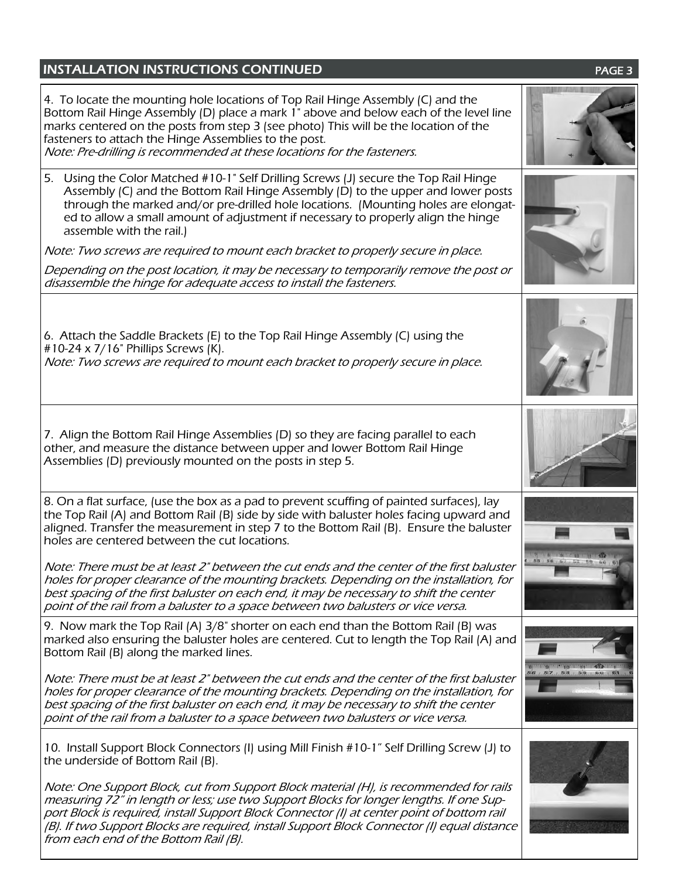## INSTALLATION INSTRUCTIONS CONTINUED

4. To locate the mounting hole locations of Top Rail Hinge Assembly (C) and the Bottom Rail Hinge Assembly (D) place a mark 1" above and below each of the level line marks centered on the posts from step 3 (see photo) This will be the location of the fasteners to attach the Hinge Assemblies to the post.
*Note: Pre-drilling is recommended at these locations for the fasteners.*

5. Using the Color Matched #10-1" Self Drilling Screws (J) secure the Top Rail Hinge Assembly (C) and the Bottom Rail Hinge Assembly (D) to the upper and lower posts through the marked and/or pre-drilled hole locations. (Mounting holes are elongated to allow a small amount of adjustment if necessary to properly align the hinge assemble with the rail.)

*Note: Two screws are required to mount each bracket to properly secure in place.*

*Depending on the post location, it may be necessary to temporarily remove the post or disassemble the hinge for adequate access to install the fasteners.*

6. Attach the Saddle Brackets (E) to the Top Rail Hinge Assembly (C) using the #10-24 x 7/16" Phillips Screws (K).
*Note: Two screws are required to mount each bracket to properly secure in place.*

7. Align the Bottom Rail Hinge Assemblies (D) so they are facing parallel to each other, and measure the distance between upper and lower Bottom Rail Hinge Assemblies (D) previously mounted on the posts in step 5.

8. On a flat surface, (use the box as a pad to prevent scuffing of painted surfaces), lay the Top Rail (A) and Bottom Rail (B) side by side with baluster holes facing upward and aligned. Transfer the measurement in step 7 to the Bottom Rail (B). Ensure the baluster holes are centered between the cut locations.

*Note: There must be at least 2" between the cut ends and the center of the first baluster holes for proper clearance of the mounting brackets. Depending on the installation, for best spacing of the first baluster on each end, it may be necessary to shift the center point of the rail from a baluster to a space between two balusters or vice versa.*

9. Now mark the Top Rail (A) 3/8" shorter on each end than the Bottom Rail (B) was marked also ensuring the baluster holes are centered. Cut to length the Top Rail (A) and Bottom Rail (B) along the marked lines.

*Note: There must be at least 2" between the cut ends and the center of the first baluster holes for proper clearance of the mounting brackets. Depending on the installation, for best spacing of the first baluster on each end, it may be necessary to shift the center point of the rail from a baluster to a space between two balusters or vice versa.*

10. Install Support Block Connectors (I) using Mill Finish #10-1″ Self Drilling Screw (J) to the underside of Bottom Rail (B).

*Note: One Support Block, cut from Support Block material (H), is recommended for rails measuring 72″ in length or less; use two Support Blocks for longer lengths. If one Support Block is required, install Support Block Connector (I) at center point of bottom rail (B). If two Support Blocks are required, install Support Block Connector (I) equal distance from each end of the Bottom Rail (B).*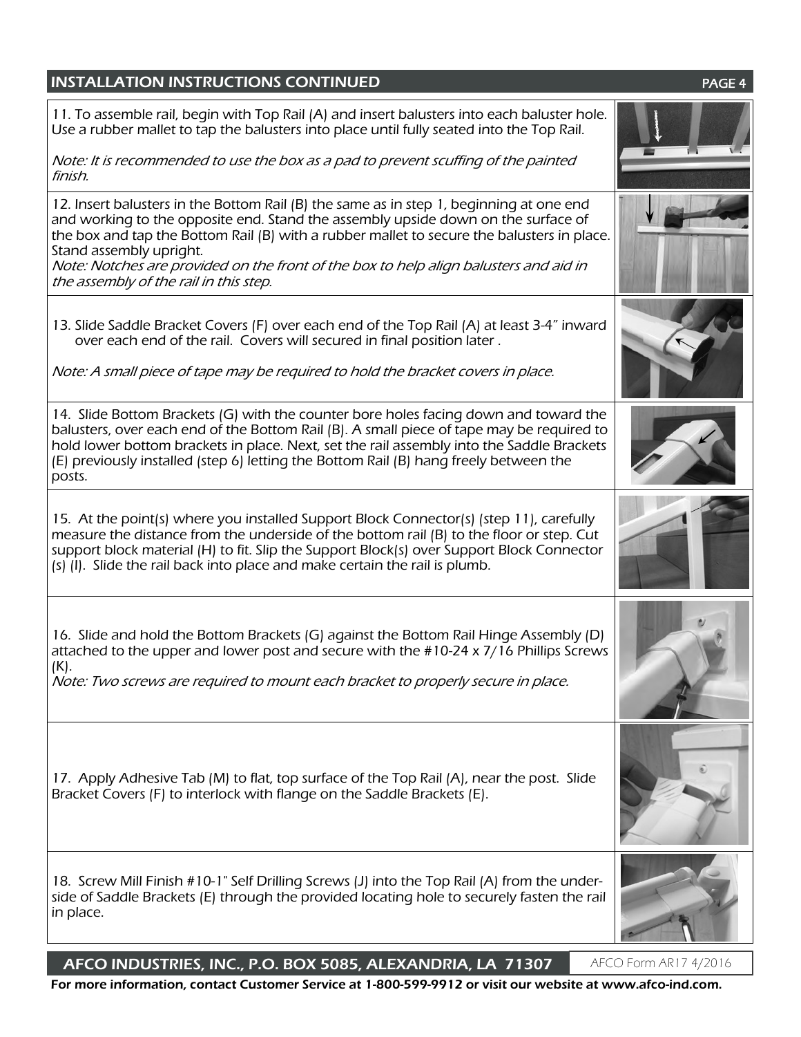## INSTALLATION INSTRUCTIONS CONTINUED

11. To assemble rail, begin with Top Rail (A) and insert balusters into each baluster hole. Use a rubber mallet to tap the balusters into place until fully seated into the Top Rail.

*Note: It is recommended to use the box as a pad to prevent scuffing of the painted finish.*

12. Insert balusters in the Bottom Rail (B) the same as in step 1, beginning at one end and working to the opposite end. Stand the assembly upside down on the surface of the box and tap the Bottom Rail (B) with a rubber mallet to secure the balusters in place. Stand assembly upright.
*Note: Notches are provided on the front of the box to help align balusters and aid in the assembly of the rail in this step.*

13. Slide Saddle Bracket Covers (F) over each end of the Top Rail (A) at least 3-4" inward over each end of the rail. Covers will secured in final position later .

*Note: A small piece of tape may be required to hold the bracket covers in place.*

14. Slide Bottom Brackets (G) with the counter bore holes facing down and toward the balusters, over each end of the Bottom Rail (B). A small piece of tape may be required to hold lower bottom brackets in place. Next, set the rail assembly into the Saddle Brackets (E) previously installed (step 6) letting the Bottom Rail (B) hang freely between the posts.

15. At the point(s) where you installed Support Block Connector(s) (step 11), carefully measure the distance from the underside of the bottom rail (B) to the floor or step. Cut support block material (H) to fit. Slip the Support Block(s) over Support Block Connector (s) (I). Slide the rail back into place and make certain the rail is plumb.

16. Slide and hold the Bottom Brackets (G) against the Bottom Rail Hinge Assembly (D) attached to the upper and lower post and secure with the #10-24 x 7/16 Phillips Screws (K).
*Note: Two screws are required to mount each bracket to properly secure in place.*

17. Apply Adhesive Tab (M) to flat, top surface of the Top Rail (A), near the post. Slide Bracket Covers (F) to interlock with flange on the Saddle Brackets (E).

18. Screw Mill Finish #10-1" Self Drilling Screws (J) into the Top Rail (A) from the underside of Saddle Brackets (E) through the provided locating hole to securely fasten the rail in place.

**AFCO INDUSTRIES, INC., P.O. BOX 5085, ALEXANDRIA, LA 71307** AFCO Form AR17 4/2016

**For more information, contact Customer Service at 1-800-599-9912 or visit our website at www.afco-ind.com.**